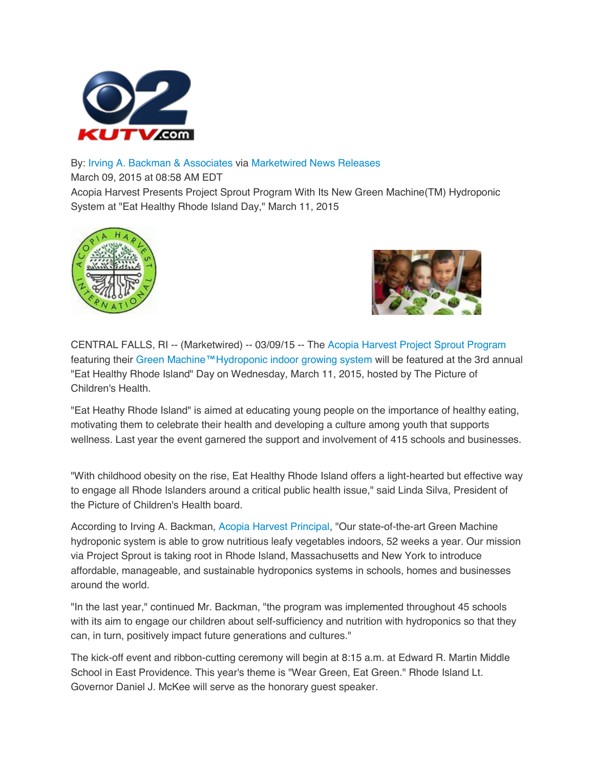By: Irving A. Backman & Associates via Marketwired News Releases
March 09, 2015 at 08:58 AM EDT
Acopia Harvest Presents Project Sprout Program With Its New Green Machine(TM) Hydroponic System at "Eat Healthy Rhode Island Day," March 11, 2015

CENTRAL FALLS, RI -- (Marketwired) -- 03/09/15 -- The Acopia Harvest Project Sprout Program featuring their Green Machine™Hydroponic indoor growing system will be featured at the 3rd annual "Eat Healthy Rhode Island" Day on Wednesday, March 11, 2015, hosted by The Picture of Children's Health.

"Eat Heathy Rhode Island" is aimed at educating young people on the importance of healthy eating, motivating them to celebrate their health and developing a culture among youth that supports wellness. Last year the event garnered the support and involvement of 415 schools and businesses.

"With childhood obesity on the rise, Eat Healthy Rhode Island offers a light-hearted but effective way to engage all Rhode Islanders around a critical public health issue," said Linda Silva, President of the Picture of Children's Health board.

According to Irving A. Backman, Acopia Harvest Principal, "Our state-of-the-art Green Machine hydroponic system is able to grow nutritious leafy vegetables indoors, 52 weeks a year. Our mission via Project Sprout is taking root in Rhode Island, Massachusetts and New York to introduce affordable, manageable, and sustainable hydroponics systems in schools, homes and businesses around the world.

"In the last year," continued Mr. Backman, "the program was implemented throughout 45 schools with its aim to engage our children about self-sufficiency and nutrition with hydroponics so that they can, in turn, positively impact future generations and cultures."

The kick-off event and ribbon-cutting ceremony will begin at 8:15 a.m. at Edward R. Martin Middle School in East Providence. This year's theme is "Wear Green, Eat Green." Rhode Island Lt. Governor Daniel J. McKee will serve as the honorary guest speaker.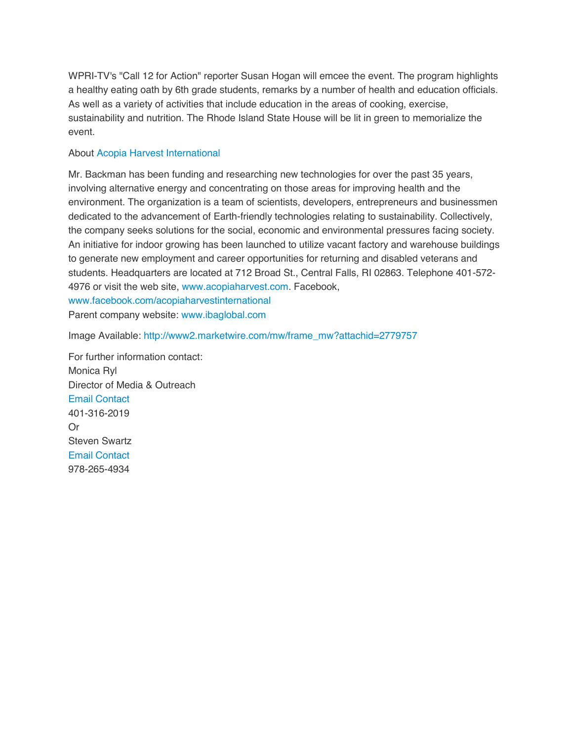WPRI-TV's "Call 12 for Action" reporter Susan Hogan will emcee the event. The program highlights a healthy eating oath by 6th grade students, remarks by a number of health and education officials. As well as a variety of activities that include education in the areas of cooking, exercise, sustainability and nutrition. The Rhode Island State House will be lit in green to memorialize the event.

About Acopia Harvest International

Mr. Backman has been funding and researching new technologies for over the past 35 years, involving alternative energy and concentrating on those areas for improving health and the environment. The organization is a team of scientists, developers, entrepreneurs and businessmen dedicated to the advancement of Earth-friendly technologies relating to sustainability. Collectively, the company seeks solutions for the social, economic and environmental pressures facing society. An initiative for indoor growing has been launched to utilize vacant factory and warehouse buildings to generate new employment and career opportunities for returning and disabled veterans and students. Headquarters are located at 712 Broad St., Central Falls, RI 02863. Telephone 401-572-4976 or visit the web site, www.acopiaharvest.com. Facebook, www.facebook.com/acopiaharvestinternational
Parent company website: www.ibaglobal.com

Image Available: http://www2.marketwire.com/mw/frame_mw?attachid=2779757

For further information contact:
Monica Ryl
Director of Media & Outreach
Email Contact
401-316-2019
Or
Steven Swartz
Email Contact
978-265-4934